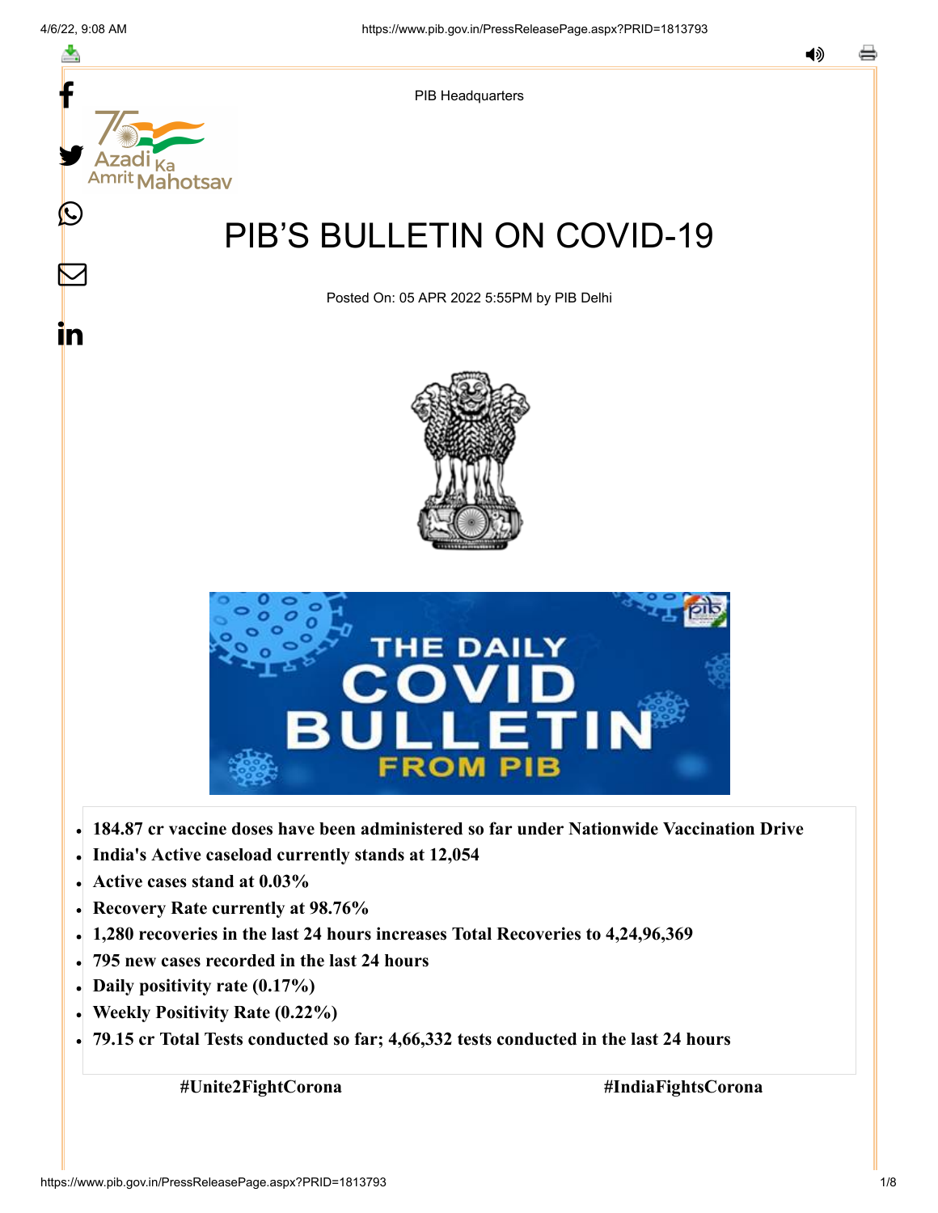PIB Headquarters

# PIB'S BULLETIN ON COVID-19

Posted On: 05 APR 2022 5:55PM by PIB Delhi

- **184.87 cr vaccine doses have been administered so far under Nationwide Vaccination Drive**
- **India's Active caseload currently stands at 12,054**
- **Active cases stand at 0.03%**
- **Recovery Rate currently at 98.76%**
- **1,280 recoveries in the last 24 hours increases Total Recoveries to 4,24,96,369**
- **795 new cases recorded in the last 24 hours**
- **Daily positivity rate (0.17%)**
- **Weekly Positivity Rate (0.22%)**
- **79.15 cr Total Tests conducted so far; 4,66,332 tests conducted in the last 24 hours**

**#Unite2FightCorona** **#IndiaFightsCorona**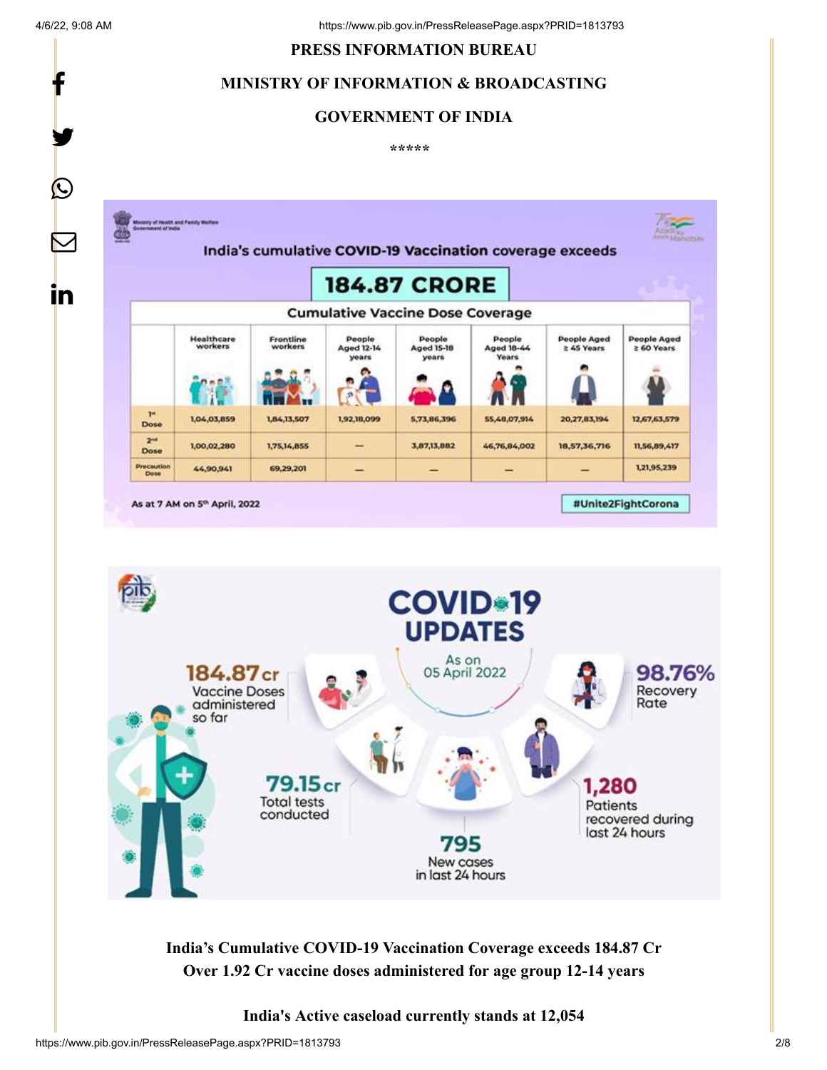PRESS INFORMATION BUREAU

MINISTRY OF INFORMATION & BROADCASTING

GOVERNMENT OF INDIA

\*\*\*\*\*

India's cumulative COVID-19 Vaccination coverage exceeds

**184.87 CRORE**

**Cumulative Vaccine Dose Coverage**

| | Healthcare workers | Frontline workers | People Aged 12-14 years | People Aged 15-18 years | People Aged 18-44 Years | People Aged ≥ 45 Years | People Aged ≥ 60 Years |
|---|---|---|---|---|---|---|---|
| 1st Dose | 1,04,03,859 | 1,84,13,507 | 1,92,18,099 | 5,73,86,396 | 55,48,07,914 | 20,27,83,194 | 12,67,63,579 |
| 2nd Dose | 1,00,02,280 | 1,75,14,855 | — | 3,87,13,882 | 46,76,84,002 | 18,57,36,716 | 11,56,89,417 |
| Precaution Dose | 44,90,941 | 69,29,201 | — | — | — | — | 1,21,95,239 |

As at 7 AM on 5th April, 2022

#Unite2FightCorona

**COVID-19 UPDATES**

As on 05 April 2022

- **184.87 cr** Vaccine Doses administered so far
- **98.76%** Recovery Rate
- **79.15 cr** Total tests conducted
- **795** New cases in last 24 hours
- **1,280** Patients recovered during last 24 hours

**India's Cumulative COVID-19 Vaccination Coverage exceeds 184.87 Cr**

**Over 1.92 Cr vaccine doses administered for age group 12-14 years**

**India's Active caseload currently stands at 12,054**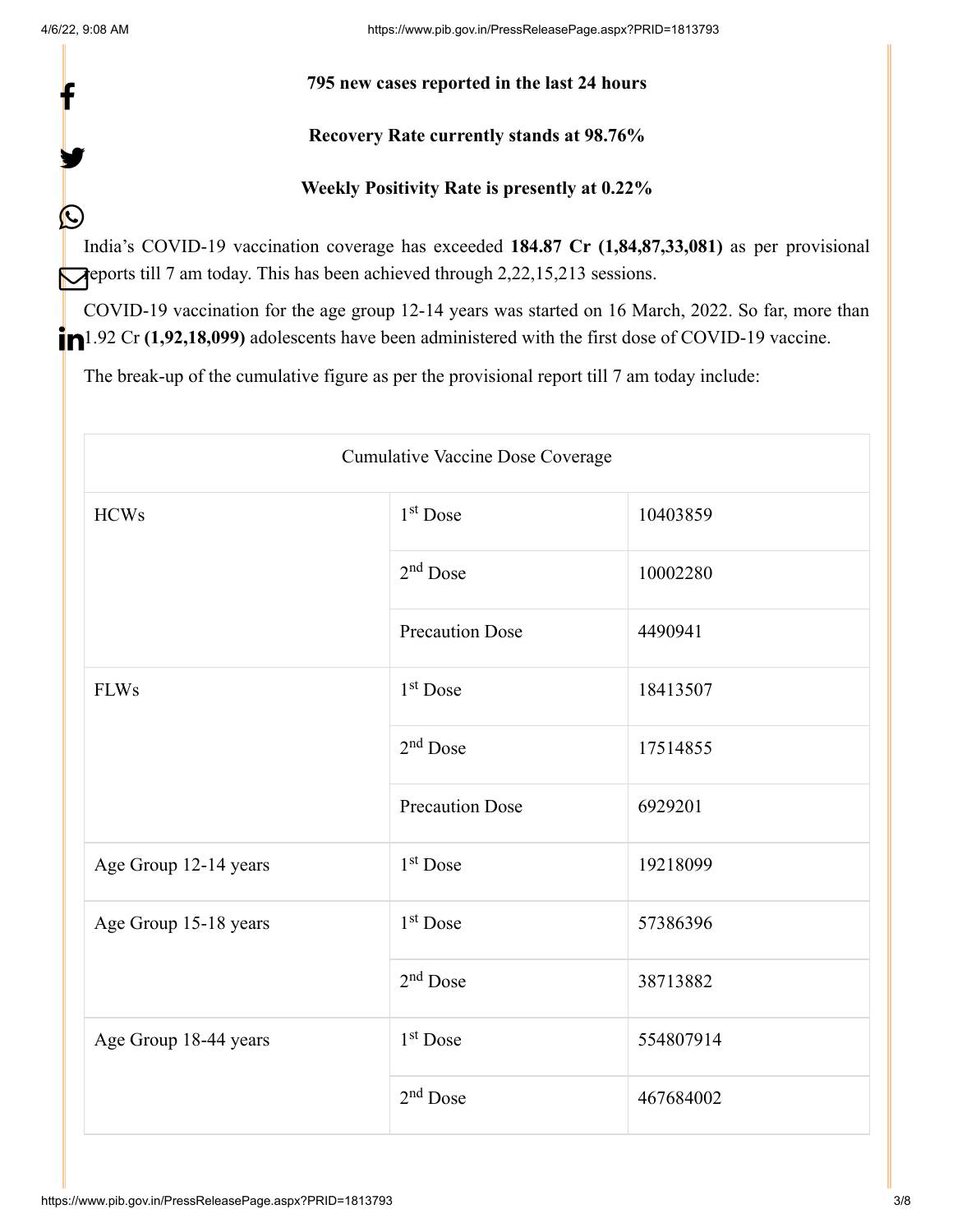**795 new cases reported in the last 24 hours**

**Recovery Rate currently stands at 98.76%**

**Weekly Positivity Rate is presently at 0.22%**

India's COVID-19 vaccination coverage has exceeded **184.87 Cr (1,84,87,33,081)** as per provisional reports till 7 am today. This has been achieved through 2,22,15,213 sessions.

COVID-19 vaccination for the age group 12-14 years was started on 16 March, 2022. So far, more than 1.92 Cr **(1,92,18,099)** adolescents have been administered with the first dose of COVID-19 vaccine.

The break-up of the cumulative figure as per the provisional report till 7 am today include:

| Cumulative Vaccine Dose Coverage | | |
|---|---|---|
| HCWs | 1st Dose | 10403859 |
| | 2nd Dose | 10002280 |
| | Precaution Dose | 4490941 |
| FLWs | 1st Dose | 18413507 |
| | 2nd Dose | 17514855 |
| | Precaution Dose | 6929201 |
| Age Group 12-14 years | 1st Dose | 19218099 |
| Age Group 15-18 years | 1st Dose | 57386396 |
| | 2nd Dose | 38713882 |
| Age Group 18-44 years | 1st Dose | 554807914 |
| | 2nd Dose | 467684002 |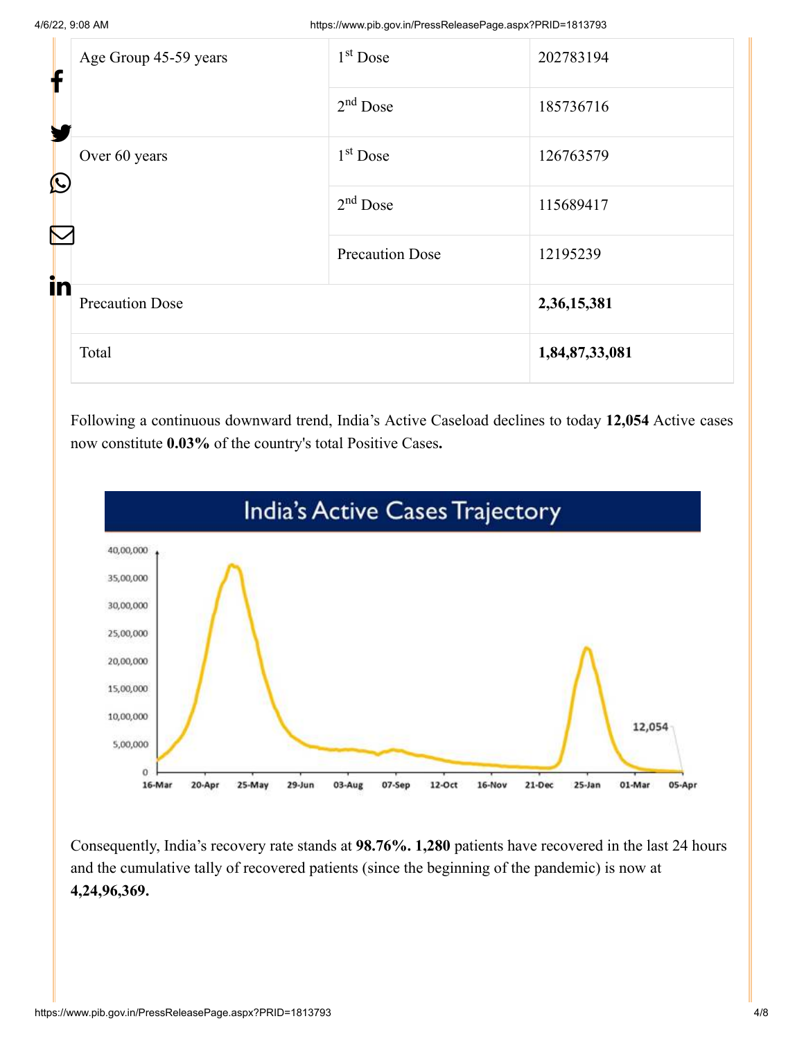| Age Group 45-59 years | 1st Dose | 202783194 |
| --- | --- | --- |
| | 2nd Dose | 185736716 |
| Over 60 years | 1st Dose | 126763579 |
| | 2nd Dose | 115689417 |
| | Precaution Dose | 12195239 |
| Precaution Dose | | **2,36,15,381** |
| Total | | **1,84,87,33,081** |

Following a continuous downward trend, India's Active Caseload declines to today **12,054** Active cases now constitute **0.03%** of the country's total Positive Cases**.**

Consequently, India's recovery rate stands at **98.76%. 1,280** patients have recovered in the last 24 hours and the cumulative tally of recovered patients (since the beginning of the pandemic) is now at **4,24,96,369.**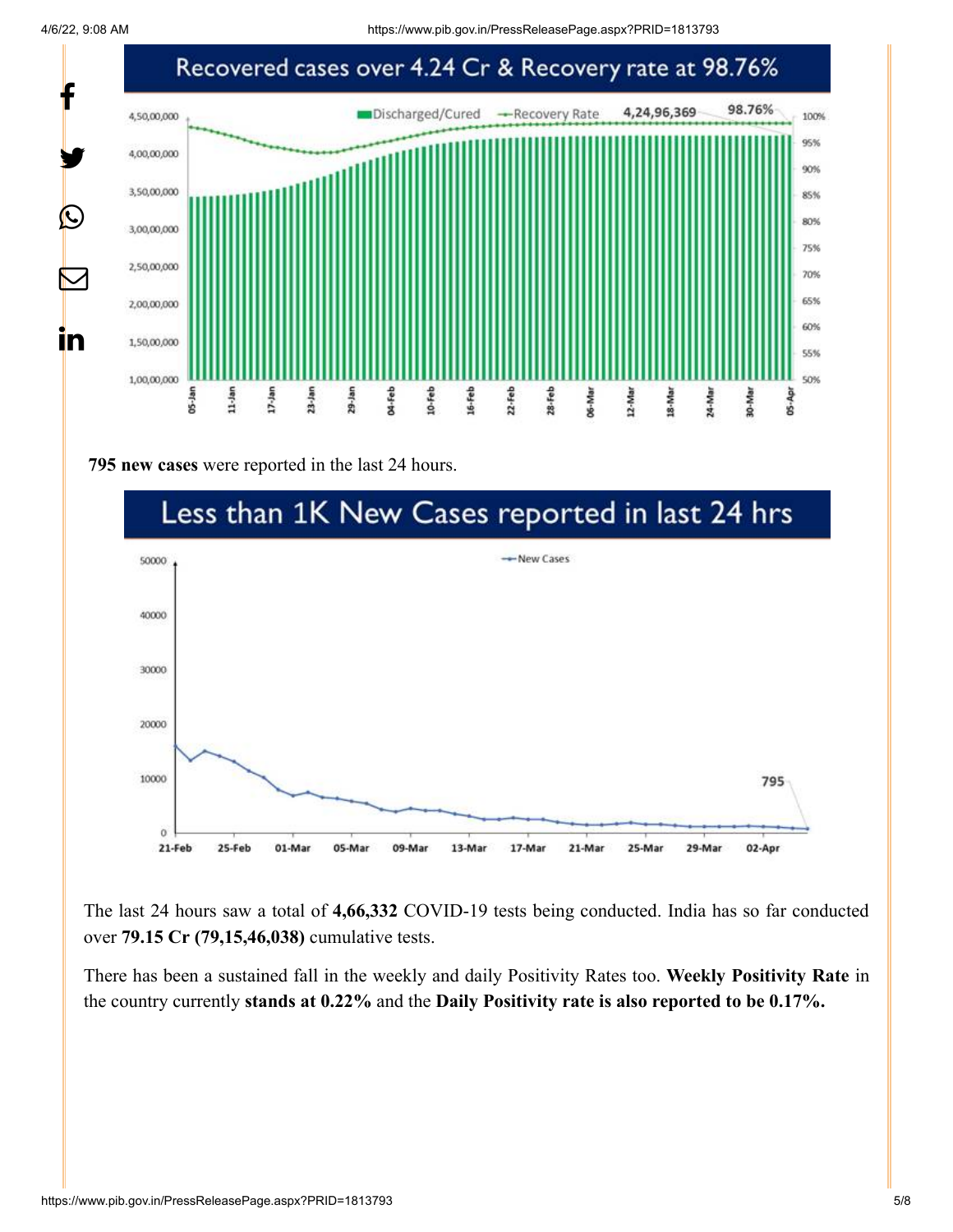Recovered cases over 4.24 Cr & Recovery rate at 98.76%

**795 new cases** were reported in the last 24 hours.

Less than 1K New Cases reported in last 24 hrs

The last 24 hours saw a total of **4,66,332** COVID-19 tests being conducted. India has so far conducted over **79.15 Cr (79,15,46,038)** cumulative tests.

There has been a sustained fall in the weekly and daily Positivity Rates too. **Weekly Positivity Rate** in the country currently **stands at 0.22%** and the **Daily Positivity rate is also reported to be 0.17%.**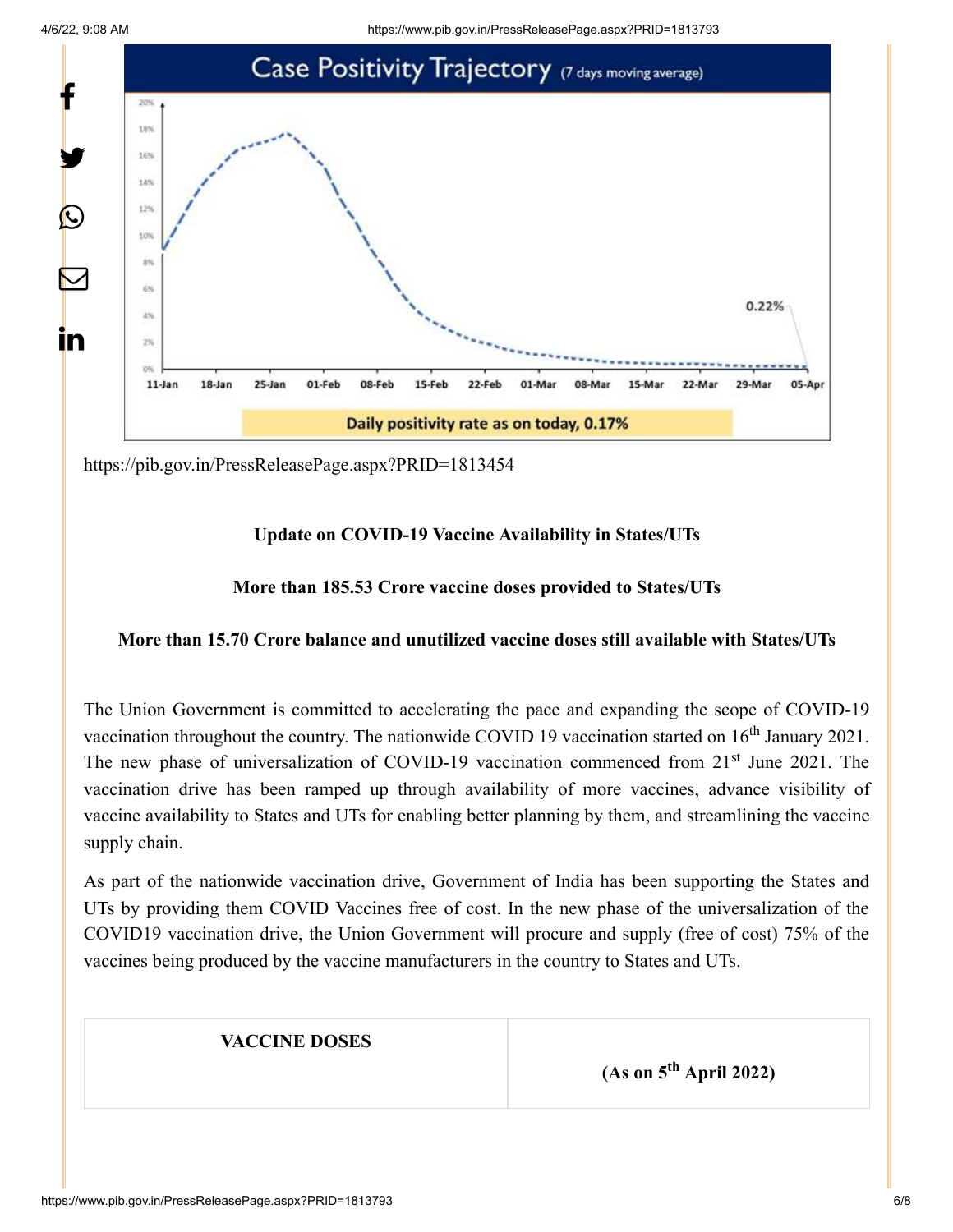Case Positivity Trajectory (7 days moving average)

0.22%

Daily positivity rate as on today, 0.17%

https://pib.gov.in/PressReleasePage.aspx?PRID=1813454

**Update on COVID-19 Vaccine Availability in States/UTs**

**More than 185.53 Crore vaccine doses provided to States/UTs**

**More than 15.70 Crore balance and unutilized vaccine doses still available with States/UTs**

The Union Government is committed to accelerating the pace and expanding the scope of COVID-19 vaccination throughout the country. The nationwide COVID 19 vaccination started on 16th January 2021. The new phase of universalization of COVID-19 vaccination commenced from 21st June 2021. The vaccination drive has been ramped up through availability of more vaccines, advance visibility of vaccine availability to States and UTs for enabling better planning by them, and streamlining the vaccine supply chain.

As part of the nationwide vaccination drive, Government of India has been supporting the States and UTs by providing them COVID Vaccines free of cost. In the new phase of the universalization of the COVID19 vaccination drive, the Union Government will procure and supply (free of cost) 75% of the vaccines being produced by the vaccine manufacturers in the country to States and UTs.

| VACCINE DOSES | (As on 5th April 2022) |
| --- | --- |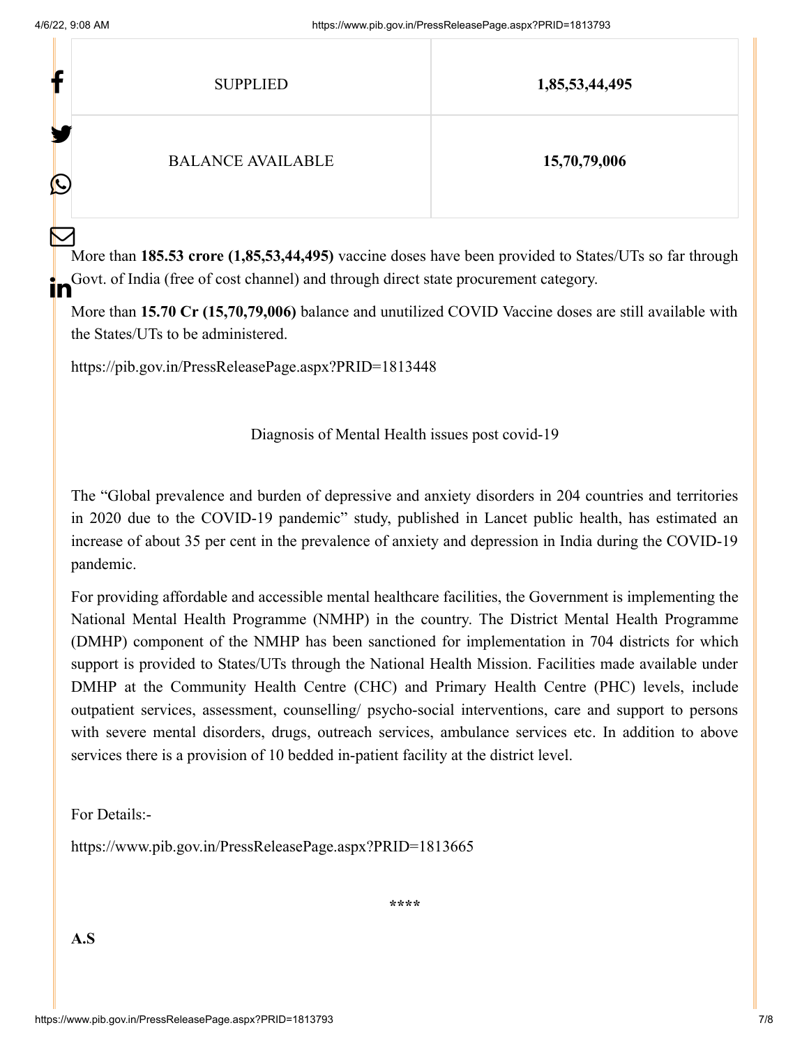| SUPPLIED | **1,85,53,44,495** |
| --- | --- |
| BALANCE AVAILABLE | **15,70,79,006** |

More than **185.53 crore (1,85,53,44,495)** vaccine doses have been provided to States/UTs so far through Govt. of India (free of cost channel) and through direct state procurement category.

More than **15.70 Cr (15,70,79,006)** balance and unutilized COVID Vaccine doses are still available with the States/UTs to be administered.

https://pib.gov.in/PressReleasePage.aspx?PRID=1813448

Diagnosis of Mental Health issues post covid-19

The "Global prevalence and burden of depressive and anxiety disorders in 204 countries and territories in 2020 due to the COVID-19 pandemic" study, published in Lancet public health, has estimated an increase of about 35 per cent in the prevalence of anxiety and depression in India during the COVID-19 pandemic.

For providing affordable and accessible mental healthcare facilities, the Government is implementing the National Mental Health Programme (NMHP) in the country. The District Mental Health Programme (DMHP) component of the NMHP has been sanctioned for implementation in 704 districts for which support is provided to States/UTs through the National Health Mission. Facilities made available under DMHP at the Community Health Centre (CHC) and Primary Health Centre (PHC) levels, include outpatient services, assessment, counselling/ psycho-social interventions, care and support to persons with severe mental disorders, drugs, outreach services, ambulance services etc. In addition to above services there is a provision of 10 bedded in-patient facility at the district level.

For Details:-

https://www.pib.gov.in/PressReleasePage.aspx?PRID=1813665

****

**A.S**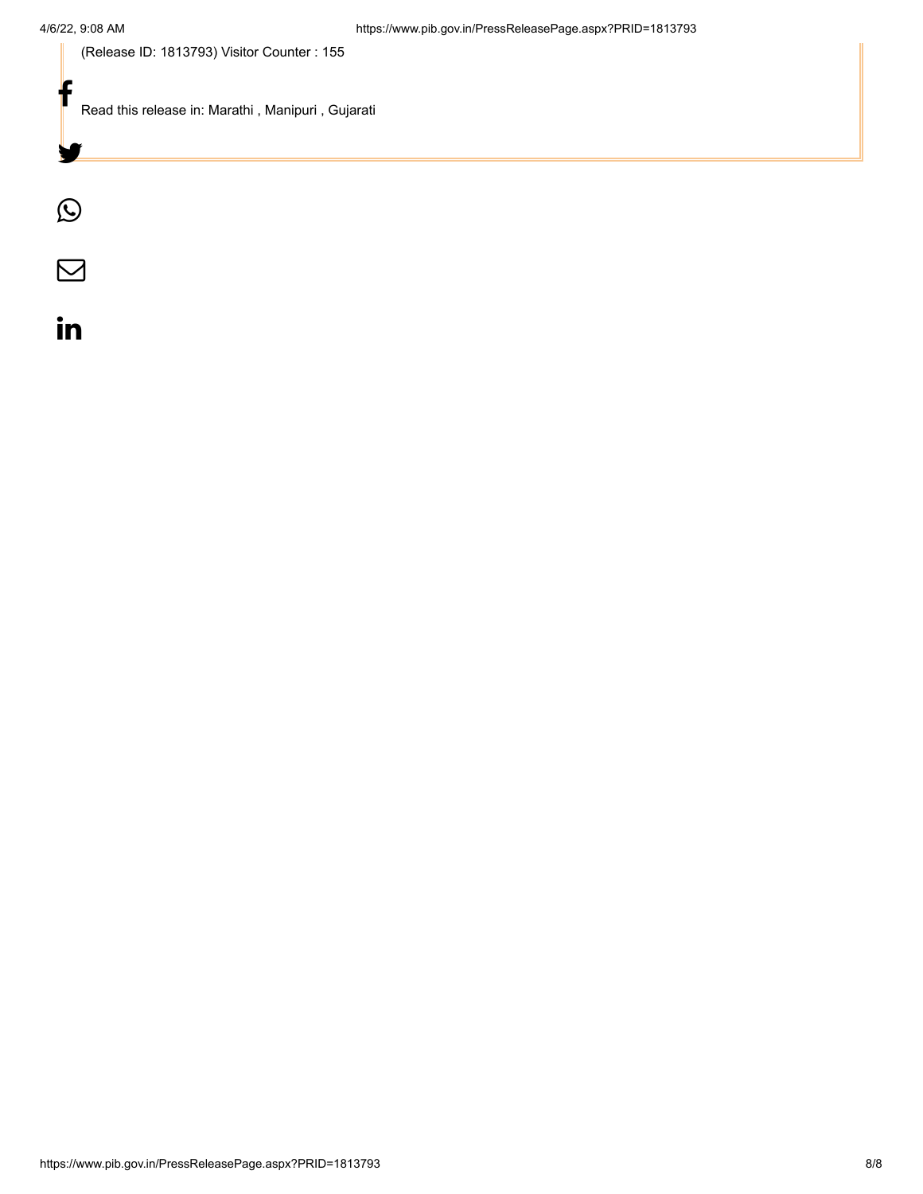(Release ID: 1813793) Visitor Counter : 155

Read this release in: Marathi , Manipuri , Gujarati